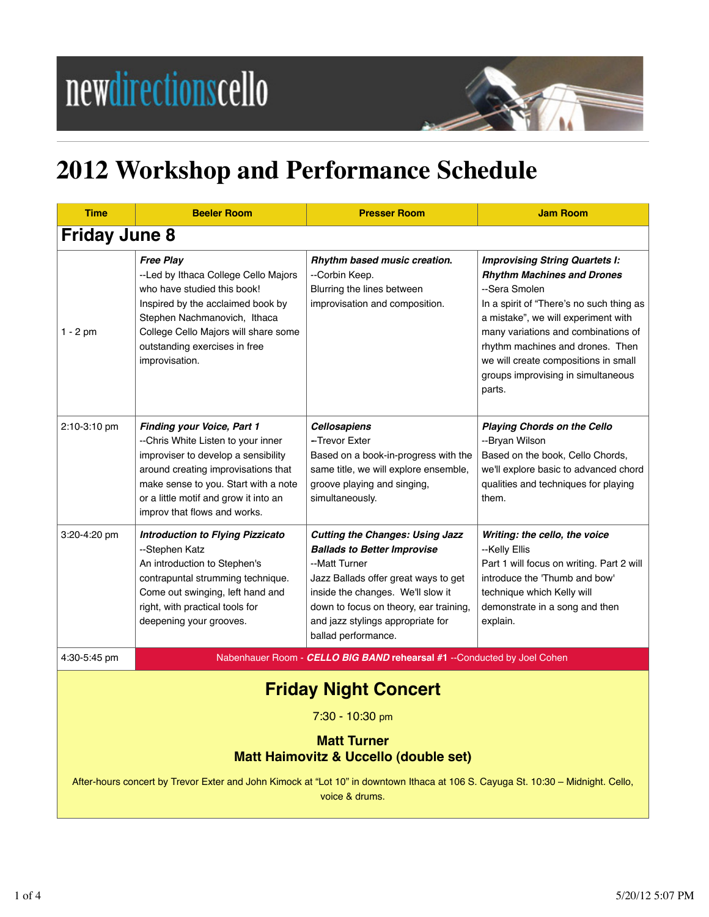newdirectionscello

# 2012 Workshop and Performance Schedule

| Time | Beeler Room | Presser Room | Jam Room |
|---|---|---|---|
| **Friday June 8** | | | |
| 1 - 2 pm | ***Free Play*** --Led by Ithaca College Cello Majors who have studied this book! Inspired by the acclaimed book by Stephen Nachmanovich, Ithaca College Cello Majors will share some outstanding exercises in free improvisation. | ***Rhythm based music creation.*** --Corbin Keep. Blurring the lines between improvisation and composition. | ***Improvising String Quartets I: Rhythm Machines and Drones*** --Sera Smolen In a spirit of "There's no such thing as a mistake", we will experiment with many variations and combinations of rhythm machines and drones. Then we will create compositions in small groups improvising in simultaneous parts. |
| 2:10-3:10 pm | ***Finding your Voice, Part 1*** --Chris White Listen to your inner improviser to develop a sensibility around creating improvisations that make sense to you. Start with a note or a little motif and grow it into an improv that flows and works. | ***Cellosapiens*** --Trevor Exter Based on a book-in-progress with the same title, we will explore ensemble, groove playing and singing, simultaneously. | ***Playing Chords on the Cello*** --Bryan Wilson Based on the book, Cello Chords, we'll explore basic to advanced chord qualities and techniques for playing them. |
| 3:20-4:20 pm | ***Introduction to Flying Pizzicato*** --Stephen Katz An introduction to Stephen's contrapuntal strumming technique. Come out swinging, left hand and right, with practical tools for deepening your grooves. | ***Cutting the Changes: Using Jazz Ballads to Better Improvise*** --Matt Turner Jazz Ballads offer great ways to get inside the changes. We'll slow it down to focus on theory, ear training, and jazz stylings appropriate for ballad performance. | ***Writing: the cello, the voice*** --Kelly Ellis Part 1 will focus on writing. Part 2 will introduce the 'Thumb and bow' technique which Kelly will demonstrate in a song and then explain. |
| 4:30-5:45 pm | Nabenhauer Room - ***CELLO BIG BAND*** **rehearsal #1** --Conducted by Joel Cohen | | |

## Friday Night Concert

7:30 - 10:30 pm

**Matt Turner**
**Matt Haimovitz & Uccello (double set)**

After-hours concert by Trevor Exter and John Kimock at "Lot 10" in downtown Ithaca at 106 S. Cayuga St. 10:30 – Midnight. Cello, voice & drums.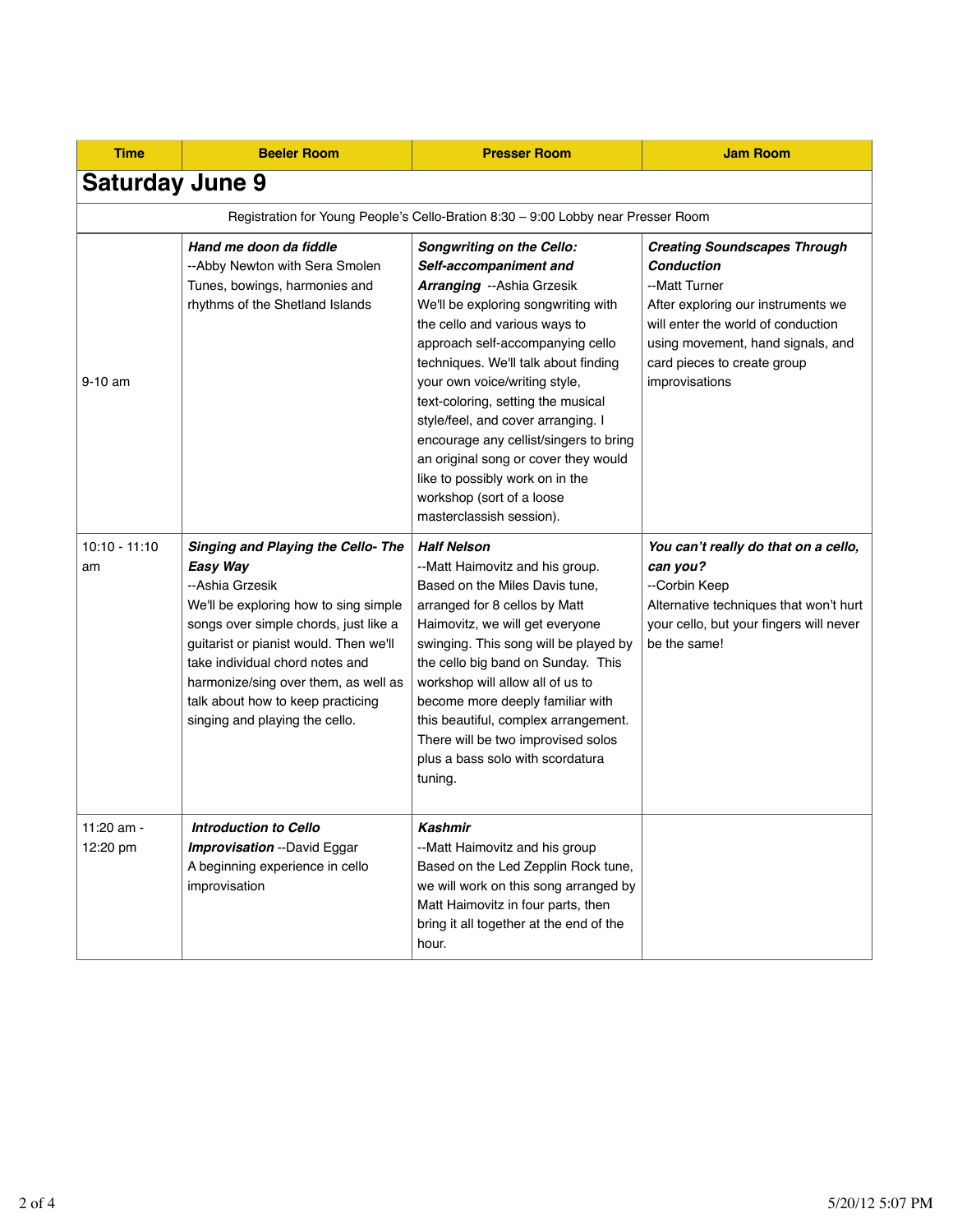| Time | Beeler Room | Presser Room | Jam Room |
| --- | --- | --- | --- |
| **Saturday June 9** | | | |
| Registration for Young People's Cello-Bration 8:30 – 9:00 Lobby near Presser Room | | | |
| 9-10 am | ***Hand me doon da fiddle*** --Abby Newton with Sera Smolen Tunes, bowings, harmonies and rhythms of the Shetland Islands | ***Songwriting on the Cello: Self-accompaniment and Arranging*** --Ashia Grzesik We'll be exploring songwriting with the cello and various ways to approach self-accompanying cello techniques. We'll talk about finding your own voice/writing style, text-coloring, setting the musical style/feel, and cover arranging. I encourage any cellist/singers to bring an original song or cover they would like to possibly work on in the workshop (sort of a loose masterclassish session). | ***Creating Soundscapes Through Conduction*** --Matt Turner After exploring our instruments we will enter the world of conduction using movement, hand signals, and card pieces to create group improvisations |
| 10:10 - 11:10 am | ***Singing and Playing the Cello- The Easy Way*** --Ashia Grzesik We'll be exploring how to sing simple songs over simple chords, just like a guitarist or pianist would. Then we'll take individual chord notes and harmonize/sing over them, as well as talk about how to keep practicing singing and playing the cello. | ***Half Nelson*** --Matt Haimovitz and his group. Based on the Miles Davis tune, arranged for 8 cellos by Matt Haimovitz, we will get everyone swinging. This song will be played by the cello big band on Sunday. This workshop will allow all of us to become more deeply familiar with this beautiful, complex arrangement. There will be two improvised solos plus a bass solo with scordatura tuning. | ***You can't really do that on a cello, can you?*** --Corbin Keep Alternative techniques that won't hurt your cello, but your fingers will never be the same! |
| 11:20 am - 12:20 pm | ***Introduction to Cello Improvisation*** --David Eggar A beginning experience in cello improvisation | ***Kashmir*** --Matt Haimovitz and his group Based on the Led Zepplin Rock tune, we will work on this song arranged by Matt Haimovitz in four parts, then bring it all together at the end of the hour. | |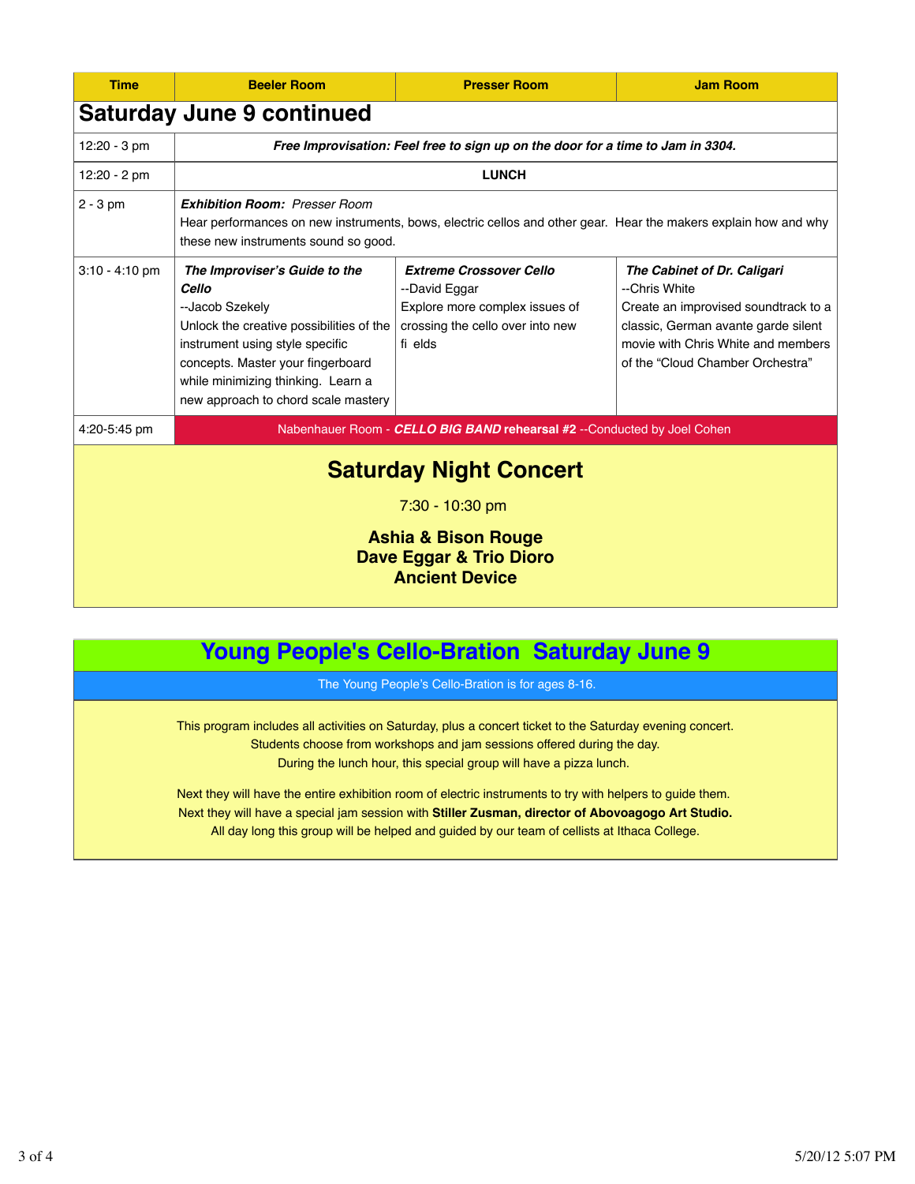| Time | Beeler Room | Presser Room | Jam Room |
|---|---|---|---|
| **Saturday June 9 continued** | | | |
| 12:20 - 3 pm | ***Free Improvisation: Feel free to sign up on the door for a time to Jam in 3304.*** | | |
| 12:20 - 2 pm | **LUNCH** | | |
| 2 - 3 pm | ***Exhibition Room:*** *Presser Room* Hear performances on new instruments, bows, electric cellos and other gear. Hear the makers explain how and why these new instruments sound so good. | | |
| 3:10 - 4:10 pm | ***The Improviser's Guide to the Cello*** --Jacob Szekely Unlock the creative possibilities of the instrument using style specific concepts. Master your fingerboard while minimizing thinking. Learn a new approach to chord scale mastery | ***Extreme Crossover Cello*** --David Eggar Explore more complex issues of crossing the cello over into new fi elds | ***The Cabinet of Dr. Caligari*** --Chris White Create an improvised soundtrack to a classic, German avante garde silent movie with Chris White and members of the "Cloud Chamber Orchestra" |
| 4:20-5:45 pm | Nabenhauer Room - ***CELLO BIG BAND* rehearsal #2** --Conducted by Joel Cohen | | |

## Saturday Night Concert

7:30 - 10:30 pm

**Ashia & Bison Rouge**
**Dave Eggar & Trio Dioro**
**Ancient Device**

## Young People's Cello-Bration Saturday June 9

The Young People's Cello-Bration is for ages 8-16.

This program includes all activities on Saturday, plus a concert ticket to the Saturday evening concert.
Students choose from workshops and jam sessions offered during the day.
During the lunch hour, this special group will have a pizza lunch.

Next they will have the entire exhibition room of electric instruments to try with helpers to guide them.
Next they will have a special jam session with **Stiller Zusman, director of Abovoagogo Art Studio.**
All day long this group will be helped and guided by our team of cellists at Ithaca College.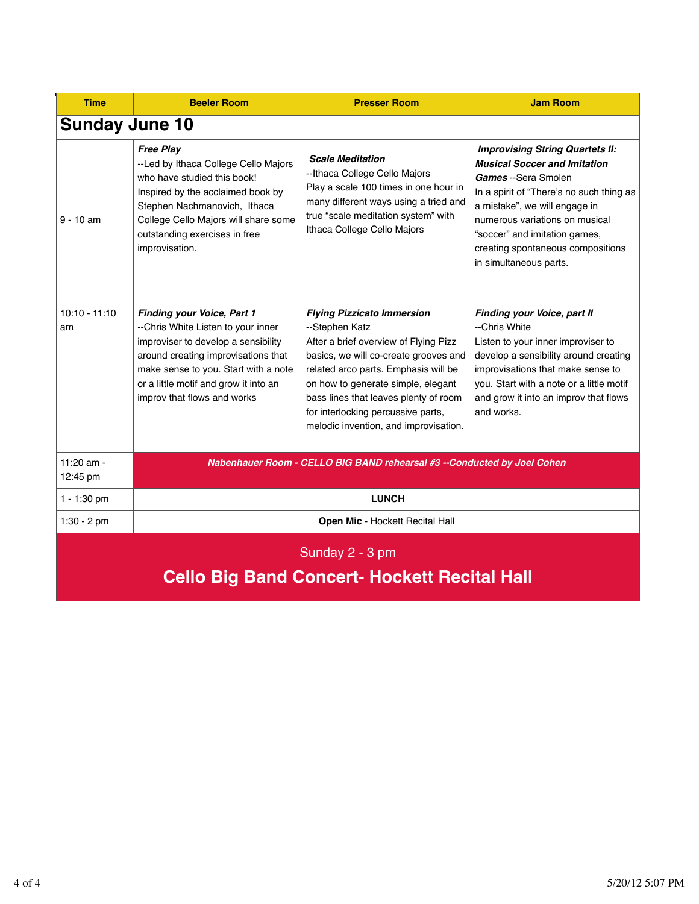| Time | Beeler Room | Presser Room | Jam Room |
| --- | --- | --- | --- |
| **Sunday June 10** | | | |
| 9 - 10 am | ***Free Play*** --Led by Ithaca College Cello Majors who have studied this book! Inspired by the acclaimed book by Stephen Nachmanovich, Ithaca College Cello Majors will share some outstanding exercises in free improvisation. | ***Scale Meditation*** --Ithaca College Cello Majors Play a scale 100 times in one hour in many different ways using a tried and true "scale meditation system" with Ithaca College Cello Majors | ***Improvising String Quartets II: Musical Soccer and Imitation Games*** --Sera Smolen In a spirit of "There's no such thing as a mistake", we will engage in numerous variations on musical "soccer" and imitation games, creating spontaneous compositions in simultaneous parts. |
| 10:10 - 11:10 am | ***Finding your Voice, Part 1*** --Chris White Listen to your inner improviser to develop a sensibility around creating improvisations that make sense to you. Start with a note or a little motif and grow it into an improv that flows and works | ***Flying Pizzicato Immersion*** --Stephen Katz After a brief overview of Flying Pizz basics, we will co-create grooves and related arco parts. Emphasis will be on how to generate simple, elegant bass lines that leaves plenty of room for interlocking percussive parts, melodic invention, and improvisation. | ***Finding your Voice, part II*** --Chris White Listen to your inner improviser to develop a sensibility around creating improvisations that make sense to you. Start with a note or a little motif and grow it into an improv that flows and works. |
| 11:20 am - 12:45 pm | ***Nabenhauer Room - CELLO BIG BAND rehearsal #3 --Conducted by Joel Cohen*** | | |
| 1 - 1:30 pm | **LUNCH** | | |
| 1:30 - 2 pm | **Open Mic** - Hockett Recital Hall | | |

Sunday 2 - 3 pm

## Cello Big Band Concert- Hockett Recital Hall